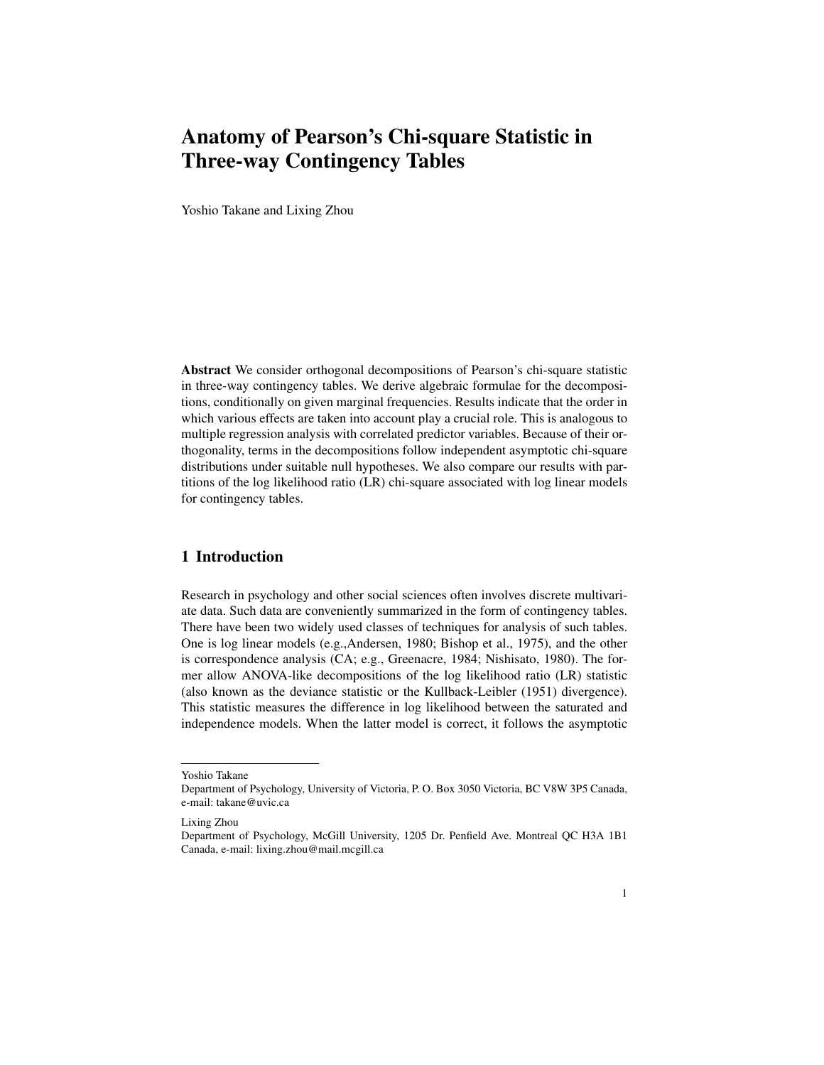# Anatomy of Pearson's Chi-square Statistic in Three-way Contingency Tables

Yoshio Takane and Lixing Zhou

**Abstract** We consider orthogonal decompositions of Pearson's chi-square statistic in three-way contingency tables. We derive algebraic formulae for the decompositions, conditionally on given marginal frequencies. Results indicate that the order in which various effects are taken into account play a crucial role. This is analogous to multiple regression analysis with correlated predictor variables. Because of their orthogonality, terms in the decompositions follow independent asymptotic chi-square distributions under suitable null hypotheses. We also compare our results with partitions of the log likelihood ratio (LR) chi-square associated with log linear models for contingency tables.

## 1 Introduction

Research in psychology and other social sciences often involves discrete multivariate data. Such data are conveniently summarized in the form of contingency tables. There have been two widely used classes of techniques for analysis of such tables. One is log linear models (e.g.,Andersen, 1980; Bishop et al., 1975), and the other is correspondence analysis (CA; e.g., Greenacre, 1984; Nishisato, 1980). The former allow ANOVA-like decompositions of the log likelihood ratio (LR) statistic (also known as the deviance statistic or the Kullback-Leibler (1951) divergence). This statistic measures the difference in log likelihood between the saturated and independence models. When the latter model is correct, it follows the asymptotic

---

Yoshio Takane
Department of Psychology, University of Victoria, P. O. Box 3050 Victoria, BC V8W 3P5 Canada, e-mail: takane@uvic.ca

Lixing Zhou
Department of Psychology, McGill University, 1205 Dr. Penfield Ave. Montreal QC H3A 1B1 Canada, e-mail: lixing.zhou@mail.mcgill.ca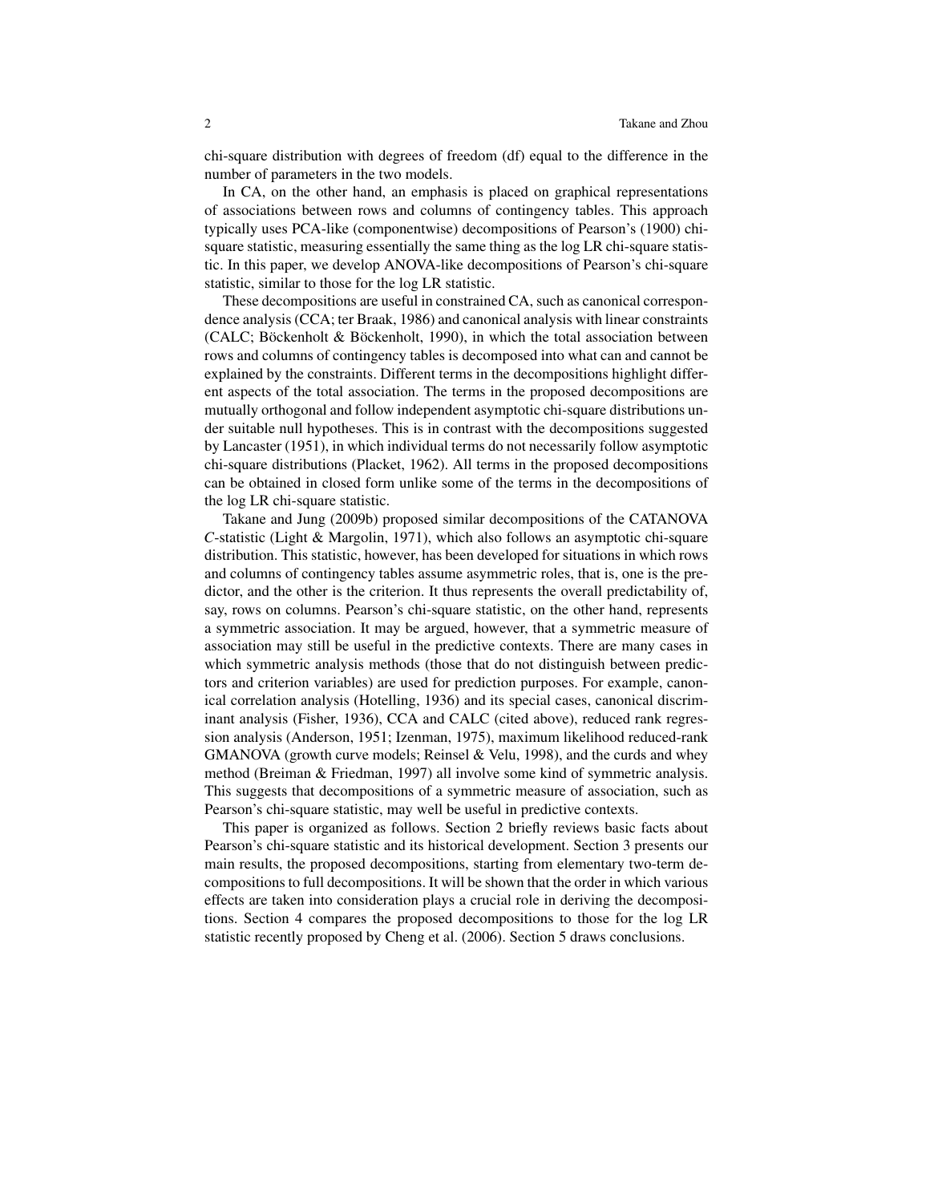chi-square distribution with degrees of freedom (df) equal to the difference in the number of parameters in the two models.

In CA, on the other hand, an emphasis is placed on graphical representations of associations between rows and columns of contingency tables. This approach typically uses PCA-like (componentwise) decompositions of Pearson's (1900) chi-square statistic, measuring essentially the same thing as the log LR chi-square statistic. In this paper, we develop ANOVA-like decompositions of Pearson's chi-square statistic, similar to those for the log LR statistic.

These decompositions are useful in constrained CA, such as canonical correspondence analysis (CCA; ter Braak, 1986) and canonical analysis with linear constraints (CALC; Böckenholt & Böckenholt, 1990), in which the total association between rows and columns of contingency tables is decomposed into what can and cannot be explained by the constraints. Different terms in the decompositions highlight different aspects of the total association. The terms in the proposed decompositions are mutually orthogonal and follow independent asymptotic chi-square distributions under suitable null hypotheses. This is in contrast with the decompositions suggested by Lancaster (1951), in which individual terms do not necessarily follow asymptotic chi-square distributions (Placket, 1962). All terms in the proposed decompositions can be obtained in closed form unlike some of the terms in the decompositions of the log LR chi-square statistic.

Takane and Jung (2009b) proposed similar decompositions of the CATANOVA *C*-statistic (Light & Margolin, 1971), which also follows an asymptotic chi-square distribution. This statistic, however, has been developed for situations in which rows and columns of contingency tables assume asymmetric roles, that is, one is the predictor, and the other is the criterion. It thus represents the overall predictability of, say, rows on columns. Pearson's chi-square statistic, on the other hand, represents a symmetric association. It may be argued, however, that a symmetric measure of association may still be useful in the predictive contexts. There are many cases in which symmetric analysis methods (those that do not distinguish between predictors and criterion variables) are used for prediction purposes. For example, canonical correlation analysis (Hotelling, 1936) and its special cases, canonical discriminant analysis (Fisher, 1936), CCA and CALC (cited above), reduced rank regression analysis (Anderson, 1951; Izenman, 1975), maximum likelihood reduced-rank GMANOVA (growth curve models; Reinsel & Velu, 1998), and the curds and whey method (Breiman & Friedman, 1997) all involve some kind of symmetric analysis. This suggests that decompositions of a symmetric measure of association, such as Pearson's chi-square statistic, may well be useful in predictive contexts.

This paper is organized as follows. Section 2 briefly reviews basic facts about Pearson's chi-square statistic and its historical development. Section 3 presents our main results, the proposed decompositions, starting from elementary two-term decompositions to full decompositions. It will be shown that the order in which various effects are taken into consideration plays a crucial role in deriving the decompositions. Section 4 compares the proposed decompositions to those for the log LR statistic recently proposed by Cheng et al. (2006). Section 5 draws conclusions.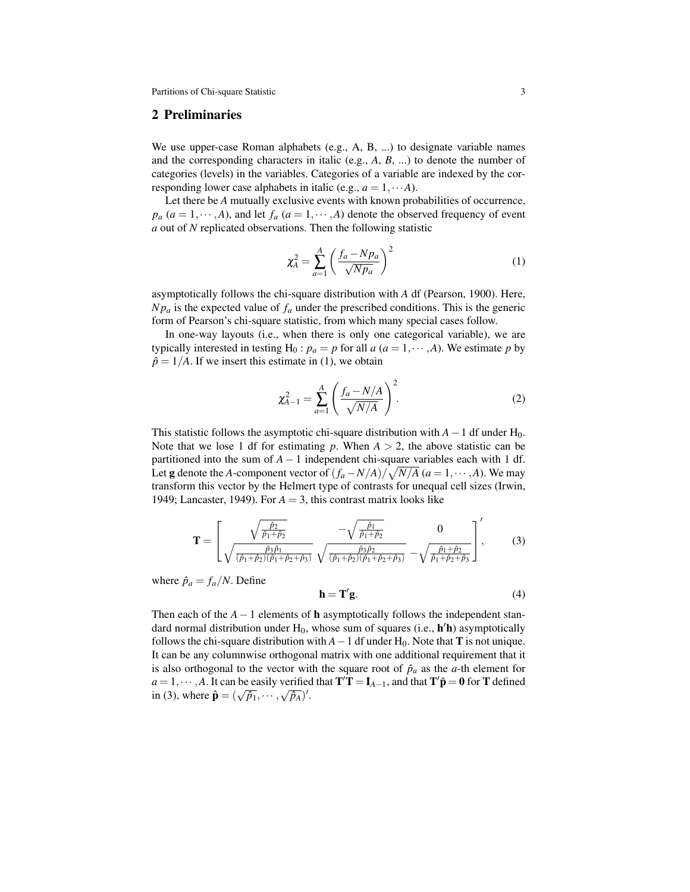## 2 Preliminaries

We use upper-case Roman alphabets (e.g., A, B, ...) to designate variable names and the corresponding characters in italic (e.g., $A$, $B$, ...) to denote the number of categories (levels) in the variables. Categories of a variable are indexed by the corresponding lower case alphabets in italic (e.g., $a = 1, \cdots A$).

Let there be $A$ mutually exclusive events with known probabilities of occurrence, $p_a$ ($a = 1, \cdots, A$), and let $f_a$ ($a = 1, \cdots, A$) denote the observed frequency of event $a$ out of $N$ replicated observations. Then the following statistic

$$\chi^2_A = \sum_{a=1}^{A} \left( \frac{f_a - Np_a}{\sqrt{Np_a}} \right)^2 \tag{1}$$

asymptotically follows the chi-square distribution with $A$ df (Pearson, 1900). Here, $Np_a$ is the expected value of $f_a$ under the prescribed conditions. This is the generic form of Pearson's chi-square statistic, from which many special cases follow.

In one-way layouts (i.e., when there is only one categorical variable), we are typically interested in testing $\mathrm{H}_0 : p_a = p$ for all $a$ ($a = 1, \cdots, A$). We estimate $p$ by $\hat{p} = 1/A$. If we insert this estimate in (1), we obtain

$$\chi^2_{A-1} = \sum_{a=1}^{A} \left( \frac{f_a - N/A}{\sqrt{N/A}} \right)^2. \tag{2}$$

This statistic follows the asymptotic chi-square distribution with $A-1$ df under $\mathrm{H}_0$. Note that we lose 1 df for estimating $p$. When $A > 2$, the above statistic can be partitioned into the sum of $A-1$ independent chi-square variables each with 1 df. Let $\mathbf{g}$ denote the $A$-component vector of $(f_a - N/A)/\sqrt{N/A}$ ($a = 1, \cdots, A$). We may transform this vector by the Helmert type of contrasts for unequal cell sizes (Irwin, 1949; Lancaster, 1949). For $A = 3$, this contrast matrix looks like

$$\mathbf{T} = \begin{bmatrix} \sqrt{\frac{\hat{p}_2}{\hat{p}_1+\hat{p}_2}} & -\sqrt{\frac{\hat{p}_1}{\hat{p}_1+\hat{p}_2}} & 0 \\ \sqrt{\frac{\hat{p}_3\hat{p}_1}{(\hat{p}_1+\hat{p}_2)(\hat{p}_1+\hat{p}_2+\hat{p}_3)}} & \sqrt{\frac{\hat{p}_3\hat{p}_2}{(\hat{p}_1+\hat{p}_2)(\hat{p}_1+\hat{p}_2+\hat{p}_3)}} & -\sqrt{\frac{\hat{p}_1+\hat{p}_2}{\hat{p}_1+\hat{p}_2+\hat{p}_3}} \end{bmatrix}', \tag{3}$$

where $\hat{p}_a = f_a/N$. Define

$$\mathbf{h} = \mathbf{T}'\mathbf{g}. \tag{4}$$

Then each of the $A-1$ elements of $\mathbf{h}$ asymptotically follows the independent standard normal distribution under $\mathrm{H}_0$, whose sum of squares (i.e., $\mathbf{h}'\mathbf{h}$) asymptotically follows the chi-square distribution with $A-1$ df under $\mathrm{H}_0$. Note that $\mathbf{T}$ is not unique. It can be any columnwise orthogonal matrix with one additional requirement that it is also orthogonal to the vector with the square root of $\hat{p}_a$ as the $a$-th element for $a = 1, \cdots, A$. It can be easily verified that $\mathbf{T}'\mathbf{T} = \mathbf{I}_{A-1}$, and that $\mathbf{T}'\hat{\mathbf{p}} = \mathbf{0}$ for $\mathbf{T}$ defined in (3), where $\hat{\mathbf{p}} = (\sqrt{\hat{p}_1}, \cdots, \sqrt{\hat{p}_A})'$.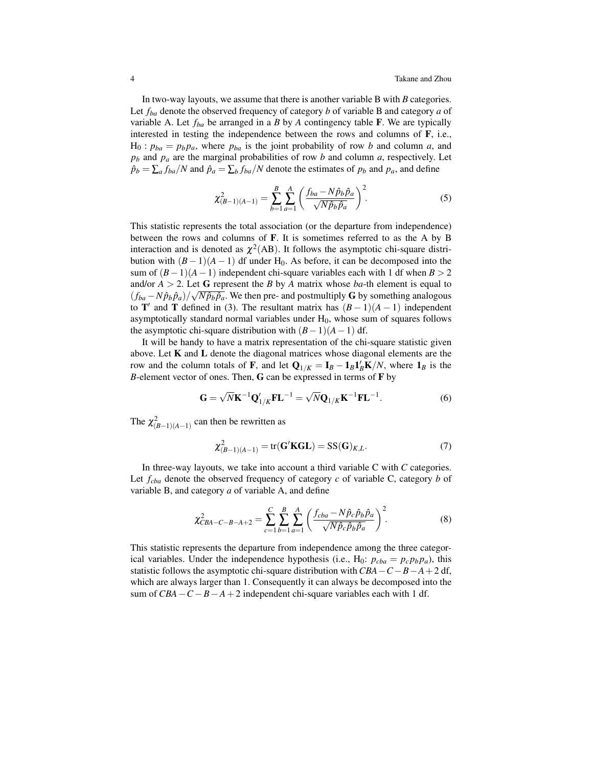In two-way layouts, we assume that there is another variable B with $B$ categories. Let $f_{ba}$ denote the observed frequency of category $b$ of variable B and category $a$ of variable A. Let $f_{ba}$ be arranged in a $B$ by $A$ contingency table $\mathbf{F}$. We are typically interested in testing the independence between the rows and columns of $\mathbf{F}$, i.e., $\mathrm{H}_0 : p_{ba} = p_b p_a$, where $p_{ba}$ is the joint probability of row $b$ and column $a$, and $p_b$ and $p_a$ are the marginal probabilities of row $b$ and column $a$, respectively. Let $\hat{p}_b = \sum_a f_{ba}/N$ and $\hat{p}_a = \sum_b f_{ba}/N$ denote the estimates of $p_b$ and $p_a$, and define

$$\chi^2_{(B-1)(A-1)} = \sum_{b=1}^{B} \sum_{a=1}^{A} \left( \frac{f_{ba} - N\hat{p}_b\hat{p}_a}{\sqrt{N\hat{p}_b\hat{p}_a}} \right)^2. \tag{5}$$

This statistic represents the total association (or the departure from independence) between the rows and columns of $\mathbf{F}$. It is sometimes referred to as the A by B interaction and is denoted as $\chi^2(\mathrm{AB})$. It follows the asymptotic chi-square distribution with $(B-1)(A-1)$ df under $\mathrm{H}_0$. As before, it can be decomposed into the sum of $(B-1)(A-1)$ independent chi-square variables each with 1 df when $B > 2$ and/or $A > 2$. Let $\mathbf{G}$ represent the $B$ by $A$ matrix whose $ba$-th element is equal to $(f_{ba} - N\hat{p}_b\hat{p}_a)/\sqrt{N\hat{p}_b\hat{p}_a}$. We then pre- and postmultiply $\mathbf{G}$ by something analogous to $\mathbf{T}'$ and $\mathbf{T}$ defined in (3). The resultant matrix has $(B-1)(A-1)$ independent asymptotically standard normal variables under $\mathrm{H}_0$, whose sum of squares follows the asymptotic chi-square distribution with $(B-1)(A-1)$ df.

It will be handy to have a matrix representation of the chi-square statistic given above. Let $\mathbf{K}$ and $\mathbf{L}$ denote the diagonal matrices whose diagonal elements are the row and the column totals of $\mathbf{F}$, and let $\mathbf{Q}_{1/K} = \mathbf{I}_B - \mathbf{1}_B\mathbf{1}_B'\mathbf{K}/N$, where $\mathbf{1}_B$ is the $B$-element vector of ones. Then, $\mathbf{G}$ can be expressed in terms of $\mathbf{F}$ by

$$\mathbf{G} = \sqrt{N}\mathbf{K}^{-1}\mathbf{Q}_{1/K}'\mathbf{F}\mathbf{L}^{-1} = \sqrt{N}\mathbf{Q}_{1/K}\mathbf{K}^{-1}\mathbf{F}\mathbf{L}^{-1}. \tag{6}$$

The $\chi^2_{(B-1)(A-1)}$ can then be rewritten as

$$\chi^2_{(B-1)(A-1)} = \mathrm{tr}(\mathbf{G}'\mathbf{K}\mathbf{G}\mathbf{L}) = \mathrm{SS}(\mathbf{G})_{K,L}. \tag{7}$$

In three-way layouts, we take into account a third variable C with $C$ categories. Let $f_{cba}$ denote the observed frequency of category $c$ of variable C, category $b$ of variable B, and category $a$ of variable A, and define

$$\chi^2_{CBA-C-B-A+2} = \sum_{c=1}^{C} \sum_{b=1}^{B} \sum_{a=1}^{A} \left( \frac{f_{cba} - N\hat{p}_c\hat{p}_b\hat{p}_a}{\sqrt{N\hat{p}_c\hat{p}_b\hat{p}_a}} \right)^2. \tag{8}$$

This statistic represents the departure from independence among the three categorical variables. Under the independence hypothesis (i.e., $\mathrm{H}_0$: $p_{cba} = p_c p_b p_a$), this statistic follows the asymptotic chi-square distribution with $CBA - C - B - A + 2$ df, which are always larger than 1. Consequently it can always be decomposed into the sum of $CBA - C - B - A + 2$ independent chi-square variables each with 1 df.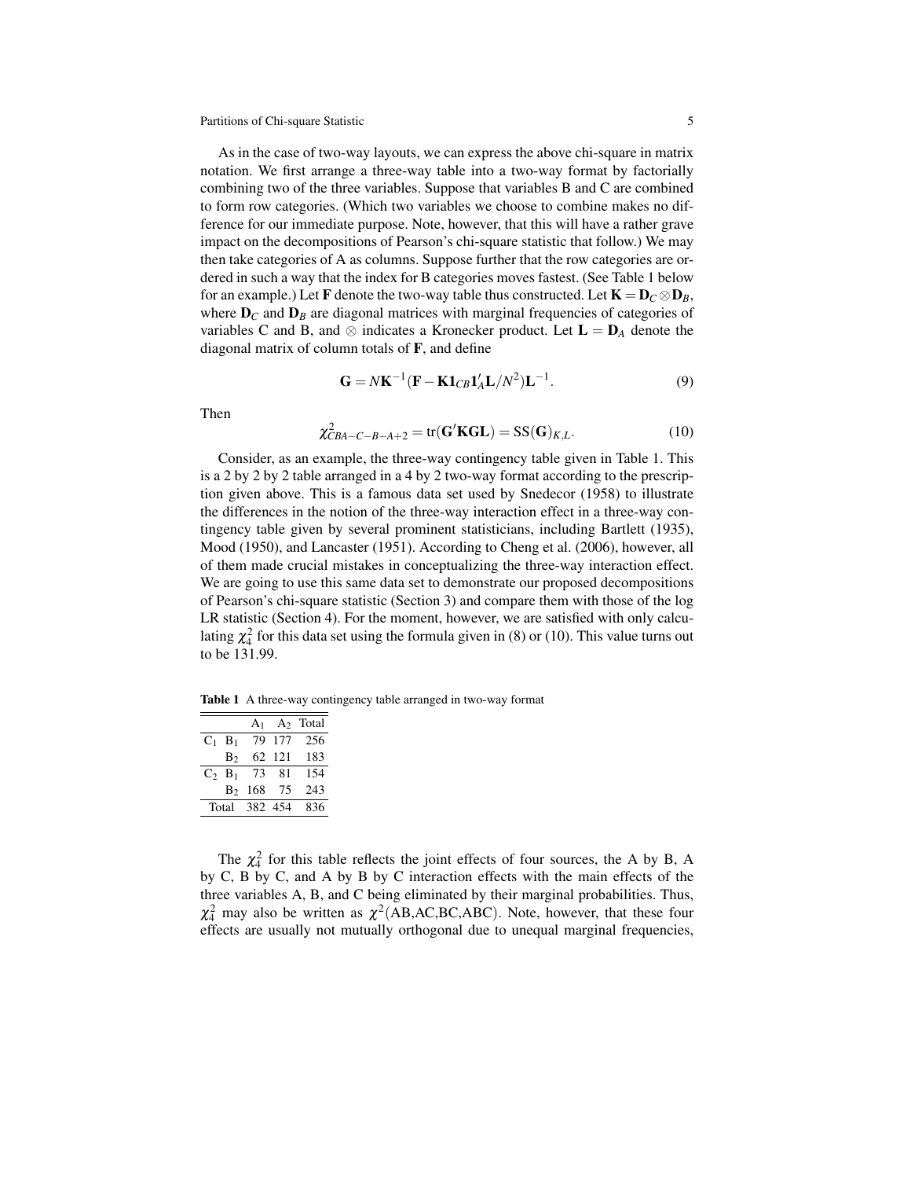As in the case of two-way layouts, we can express the above chi-square in matrix notation. We first arrange a three-way table into a two-way format by factorially combining two of the three variables. Suppose that variables B and C are combined to form row categories. (Which two variables we choose to combine makes no difference for our immediate purpose. Note, however, that this will have a rather grave impact on the decompositions of Pearson's chi-square statistic that follow.) We may then take categories of A as columns. Suppose further that the row categories are ordered in such a way that the index for B categories moves fastest. (See Table 1 below for an example.) Let $\mathbf{F}$ denote the two-way table thus constructed. Let $\mathbf{K} = \mathbf{D}_C \otimes \mathbf{D}_B$, where $\mathbf{D}_C$ and $\mathbf{D}_B$ are diagonal matrices with marginal frequencies of categories of variables C and B, and $\otimes$ indicates a Kronecker product. Let $\mathbf{L} = \mathbf{D}_A$ denote the diagonal matrix of column totals of $\mathbf{F}$, and define

$$\mathbf{G} = N\mathbf{K}^{-1}(\mathbf{F} - \mathbf{K}\mathbf{1}_{CB}\mathbf{1}_A'\mathbf{L}/N^2)\mathbf{L}^{-1}. \tag{9}$$

Then

$$\chi^2_{CBA-C-B-A+2} = \text{tr}(\mathbf{G}'\mathbf{K}\mathbf{G}\mathbf{L}) = \text{SS}(\mathbf{G})_{K,L}. \tag{10}$$

Consider, as an example, the three-way contingency table given in Table 1. This is a 2 by 2 by 2 table arranged in a 4 by 2 two-way format according to the prescription given above. This is a famous data set used by Snedecor (1958) to illustrate the differences in the notion of the three-way interaction effect in a three-way contingency table given by several prominent statisticians, including Bartlett (1935), Mood (1950), and Lancaster (1951). According to Cheng et al. (2006), however, all of them made crucial mistakes in conceptualizing the three-way interaction effect. We are going to use this same data set to demonstrate our proposed decompositions of Pearson's chi-square statistic (Section 3) and compare them with those of the log LR statistic (Section 4). For the moment, however, we are satisfied with only calculating $\chi^2_4$ for this data set using the formula given in (8) or (10). This value turns out to be 131.99.

**Table 1** A three-way contingency table arranged in two-way format

| | | $A_1$ | $A_2$ | Total |
|---|---|---|---|---|
| $C_1$ | $B_1$ | 79 | 177 | 256 |
| | $B_2$ | 62 | 121 | 183 |
| $C_2$ | $B_1$ | 73 | 81 | 154 |
| | $B_2$ | 168 | 75 | 243 |
| Total | | 382 | 454 | 836 |

The $\chi^2_4$ for this table reflects the joint effects of four sources, the A by B, A by C, B by C, and A by B by C interaction effects with the main effects of the three variables A, B, and C being eliminated by their marginal probabilities. Thus, $\chi^2_4$ may also be written as $\chi^2(\text{AB,AC,BC,ABC})$. Note, however, that these four effects are usually not mutually orthogonal due to unequal marginal frequencies,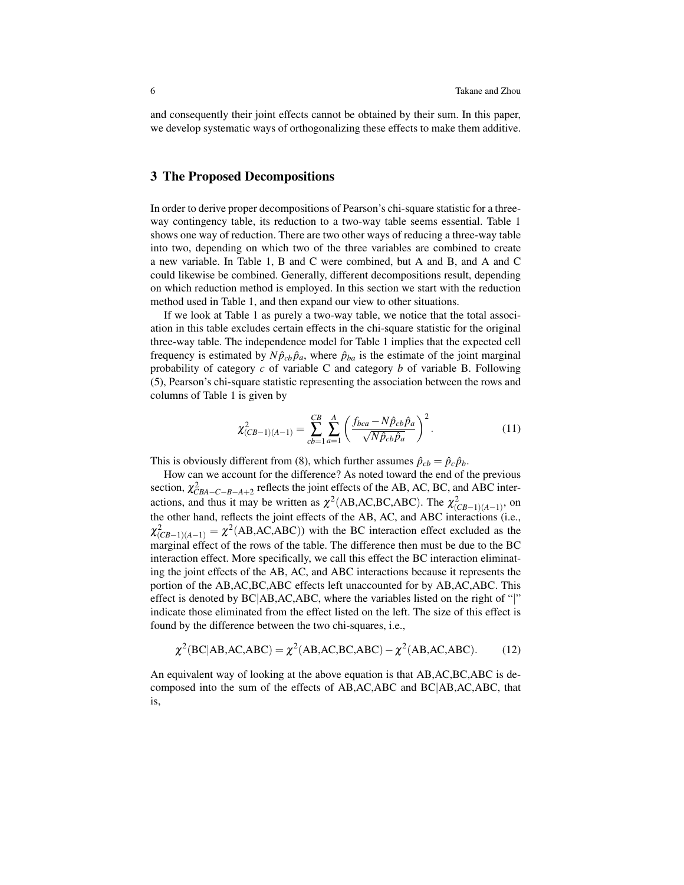and consequently their joint effects cannot be obtained by their sum. In this paper, we develop systematic ways of orthogonalizing these effects to make them additive.

## 3 The Proposed Decompositions

In order to derive proper decompositions of Pearson's chi-square statistic for a three-way contingency table, its reduction to a two-way table seems essential. Table 1 shows one way of reduction. There are two other ways of reducing a three-way table into two, depending on which two of the three variables are combined to create a new variable. In Table 1, B and C were combined, but A and B, and A and C could likewise be combined. Generally, different decompositions result, depending on which reduction method is employed. In this section we start with the reduction method used in Table 1, and then expand our view to other situations.

If we look at Table 1 as purely a two-way table, we notice that the total association in this table excludes certain effects in the chi-square statistic for the original three-way table. The independence model for Table 1 implies that the expected cell frequency is estimated by $N\hat{p}_{cb}\hat{p}_a$, where $\hat{p}_{ba}$ is the estimate of the joint marginal probability of category $c$ of variable C and category $b$ of variable B. Following (5), Pearson's chi-square statistic representing the association between the rows and columns of Table 1 is given by

$$\chi^2_{(CB-1)(A-1)} = \sum_{cb=1}^{CB} \sum_{a=1}^{A} \left( \frac{f_{bca} - N\hat{p}_{cb}\hat{p}_a}{\sqrt{N\hat{p}_{cb}\hat{p}_a}} \right)^2. \tag{11}$$

This is obviously different from (8), which further assumes $\hat{p}_{cb} = \hat{p}_c\hat{p}_b$.

How can we account for the difference? As noted toward the end of the previous section, $\chi^2_{CBA-C-B-A+2}$ reflects the joint effects of the AB, AC, BC, and ABC interactions, and thus it may be written as $\chi^2(\text{AB,AC,BC,ABC})$. The $\chi^2_{(CB-1)(A-1)}$, on the other hand, reflects the joint effects of the AB, AC, and ABC interactions (i.e., $\chi^2_{(CB-1)(A-1)} = \chi^2(\text{AB,AC,ABC})$) with the BC interaction effect excluded as the marginal effect of the rows of the table. The difference then must be due to the BC interaction effect. More specifically, we call this effect the BC interaction eliminating the joint effects of the AB, AC, and ABC interactions because it represents the portion of the AB,AC,BC,ABC effects left unaccounted for by AB,AC,ABC. This effect is denoted by BC|AB,AC,ABC, where the variables listed on the right of "|" indicate those eliminated from the effect listed on the left. The size of this effect is found by the difference between the two chi-squares, i.e.,

$$\chi^2(\text{BC}|\text{AB,AC,ABC}) = \chi^2(\text{AB,AC,BC,ABC}) - \chi^2(\text{AB,AC,ABC}). \tag{12}$$

An equivalent way of looking at the above equation is that AB,AC,BC,ABC is decomposed into the sum of the effects of AB,AC,ABC and BC|AB,AC,ABC, that is,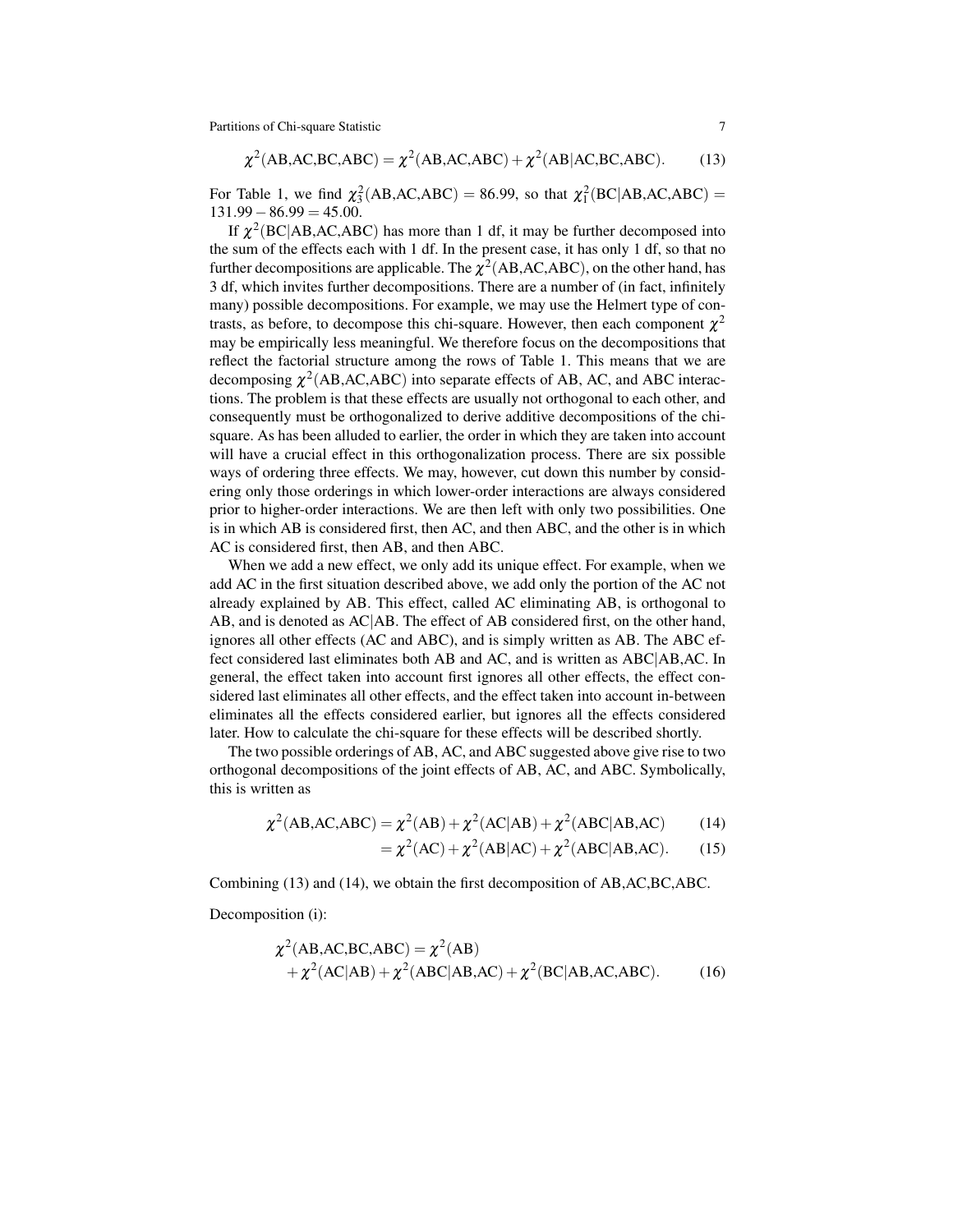$$\chi^2(\text{AB,AC,BC,ABC}) = \chi^2(\text{AB,AC,ABC}) + \chi^2(\text{AB}|\text{AC,BC,ABC}). \tag{13}$$

For Table 1, we find $\chi^2_3(\text{AB,AC,ABC}) = 86.99$, so that $\chi^2_1(\text{BC}|\text{AB,AC,ABC}) = 131.99 - 86.99 = 45.00$.

If $\chi^2(\text{BC}|\text{AB,AC,ABC})$ has more than 1 df, it may be further decomposed into the sum of the effects each with 1 df. In the present case, it has only 1 df, so that no further decompositions are applicable. The $\chi^2(\text{AB,AC,ABC})$, on the other hand, has 3 df, which invites further decompositions. There are a number of (in fact, infinitely many) possible decompositions. For example, we may use the Helmert type of contrasts, as before, to decompose this chi-square. However, then each component $\chi^2$ may be empirically less meaningful. We therefore focus on the decompositions that reflect the factorial structure among the rows of Table 1. This means that we are decomposing $\chi^2(\text{AB,AC,ABC})$ into separate effects of AB, AC, and ABC interactions. The problem is that these effects are usually not orthogonal to each other, and consequently must be orthogonalized to derive additive decompositions of the chi-square. As has been alluded to earlier, the order in which they are taken into account will have a crucial effect in this orthogonalization process. There are six possible ways of ordering three effects. We may, however, cut down this number by considering only those orderings in which lower-order interactions are always considered prior to higher-order interactions. We are then left with only two possibilities. One is in which AB is considered first, then AC, and then ABC, and the other is in which AC is considered first, then AB, and then ABC.

When we add a new effect, we only add its unique effect. For example, when we add AC in the first situation described above, we add only the portion of the AC not already explained by AB. This effect, called AC eliminating AB, is orthogonal to AB, and is denoted as AC|AB. The effect of AB considered first, on the other hand, ignores all other effects (AC and ABC), and is simply written as AB. The ABC effect considered last eliminates both AB and AC, and is written as ABC|AB,AC. In general, the effect taken into account first ignores all other effects, the effect considered last eliminates all other effects, and the effect taken into account in-between eliminates all the effects considered earlier, but ignores all the effects considered later. How to calculate the chi-square for these effects will be described shortly.

The two possible orderings of AB, AC, and ABC suggested above give rise to two orthogonal decompositions of the joint effects of AB, AC, and ABC. Symbolically, this is written as

$$\chi^2(\text{AB,AC,ABC}) = \chi^2(\text{AB}) + \chi^2(\text{AC}|\text{AB}) + \chi^2(\text{ABC}|\text{AB,AC}) \tag{14}$$

$$= \chi^2(\text{AC}) + \chi^2(\text{AB}|\text{AC}) + \chi^2(\text{ABC}|\text{AB,AC}). \tag{15}$$

Combining (13) and (14), we obtain the first decomposition of AB,AC,BC,ABC.

Decomposition (i):

$$\chi^2(\text{AB,AC,BC,ABC}) = \chi^2(\text{AB}) + \chi^2(\text{AC}|\text{AB}) + \chi^2(\text{ABC}|\text{AB,AC}) + \chi^2(\text{BC}|\text{AB,AC,ABC}). \tag{16}$$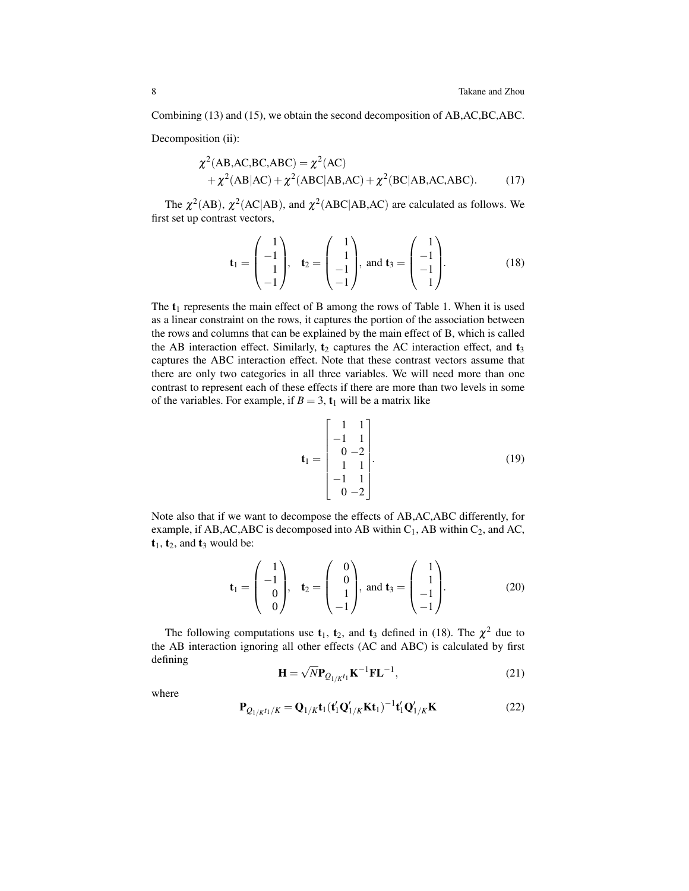Combining (13) and (15), we obtain the second decomposition of AB,AC,BC,ABC.

Decomposition (ii):

$$\chi^2(\text{AB,AC,BC,ABC}) = \chi^2(\text{AC}) + \chi^2(\text{AB}|\text{AC}) + \chi^2(\text{ABC}|\text{AB,AC}) + \chi^2(\text{BC}|\text{AB,AC,ABC}). \tag{17}$$

The $\chi^2(\text{AB})$, $\chi^2(\text{AC}|\text{AB})$, and $\chi^2(\text{ABC}|\text{AB,AC})$ are calculated as follows. We first set up contrast vectors,

$$\mathbf{t}_1 = \begin{pmatrix} 1 \\ -1 \\ 1 \\ -1 \end{pmatrix}, \quad \mathbf{t}_2 = \begin{pmatrix} 1 \\ 1 \\ -1 \\ -1 \end{pmatrix}, \text{ and } \mathbf{t}_3 = \begin{pmatrix} 1 \\ -1 \\ -1 \\ 1 \end{pmatrix}. \tag{18}$$

The $\mathbf{t}_1$ represents the main effect of B among the rows of Table 1. When it is used as a linear constraint on the rows, it captures the portion of the association between the rows and columns that can be explained by the main effect of B, which is called the AB interaction effect. Similarly, $\mathbf{t}_2$ captures the AC interaction effect, and $\mathbf{t}_3$ captures the ABC interaction effect. Note that these contrast vectors assume that there are only two categories in all three variables. We will need more than one contrast to represent each of these effects if there are more than two levels in some of the variables. For example, if $B = 3$, $\mathbf{t}_1$ will be a matrix like

$$\mathbf{t}_1 = \begin{bmatrix} 1 & 1 \\ -1 & 1 \\ 0 & -2 \\ 1 & 1 \\ -1 & 1 \\ 0 & -2 \end{bmatrix}. \tag{19}$$

Note also that if we want to decompose the effects of AB,AC,ABC differently, for example, if AB,AC,ABC is decomposed into AB within $\text{C}_1$, AB within $\text{C}_2$, and AC, $\mathbf{t}_1$, $\mathbf{t}_2$, and $\mathbf{t}_3$ would be:

$$\mathbf{t}_1 = \begin{pmatrix} 1 \\ -1 \\ 0 \\ 0 \end{pmatrix}, \quad \mathbf{t}_2 = \begin{pmatrix} 0 \\ 0 \\ 1 \\ -1 \end{pmatrix}, \text{ and } \mathbf{t}_3 = \begin{pmatrix} 1 \\ 1 \\ -1 \\ -1 \end{pmatrix}. \tag{20}$$

The following computations use $\mathbf{t}_1$, $\mathbf{t}_2$, and $\mathbf{t}_3$ defined in (18). The $\chi^2$ due to the AB interaction ignoring all other effects (AC and ABC) is calculated by first defining

$$\mathbf{H} = \sqrt{N}\mathbf{P}_{Q_{1/K}t_1}\mathbf{K}^{-1}\mathbf{F}\mathbf{L}^{-1}, \tag{21}$$

where

$$\mathbf{P}_{Q_{1/K}t_1/K} = \mathbf{Q}_{1/K}\mathbf{t}_1(\mathbf{t}_1'\mathbf{Q}_{1/K}'\mathbf{K}\mathbf{t}_1)^{-1}\mathbf{t}_1'\mathbf{Q}_{1/K}'\mathbf{K} \tag{22}$$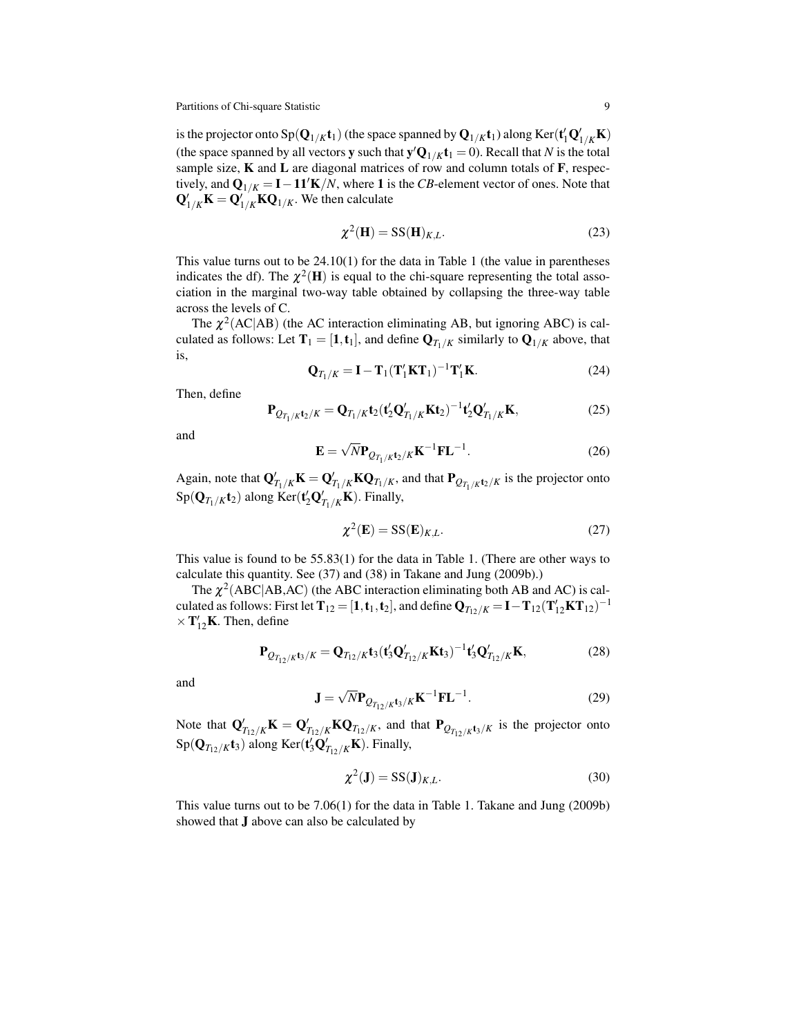is the projector onto $\text{Sp}(\mathbf{Q}_{1/K}\mathbf{t}_1)$ (the space spanned by $\mathbf{Q}_{1/K}\mathbf{t}_1$) along $\text{Ker}(\mathbf{t}_1'\mathbf{Q}_{1/K}'\mathbf{K})$ (the space spanned by all vectors $\mathbf{y}$ such that $\mathbf{y}'\mathbf{Q}_{1/K}\mathbf{t}_1 = 0$). Recall that $N$ is the total sample size, $\mathbf{K}$ and $\mathbf{L}$ are diagonal matrices of row and column totals of $\mathbf{F}$, respectively, and $\mathbf{Q}_{1/K} = \mathbf{I} - \mathbf{1}\mathbf{1}'\mathbf{K}/N$, where $\mathbf{1}$ is the $CB$-element vector of ones. Note that $\mathbf{Q}_{1/K}'\mathbf{K} = \mathbf{Q}_{1/K}'\mathbf{K}\mathbf{Q}_{1/K}$. We then calculate

$$\chi^2(\mathbf{H}) = \text{SS}(\mathbf{H})_{K,L}. \tag{23}$$

This value turns out to be 24.10(1) for the data in Table 1 (the value in parentheses indicates the df). The $\chi^2(\mathbf{H})$ is equal to the chi-square representing the total association in the marginal two-way table obtained by collapsing the three-way table across the levels of C.

The $\chi^2(\text{AC}|\text{AB})$ (the AC interaction eliminating AB, but ignoring ABC) is calculated as follows: Let $\mathbf{T}_1 = [\mathbf{1}, \mathbf{t}_1]$, and define $\mathbf{Q}_{T_1/K}$ similarly to $\mathbf{Q}_{1/K}$ above, that is,

$$\mathbf{Q}_{T_1/K} = \mathbf{I} - \mathbf{T}_1(\mathbf{T}_1'\mathbf{K}\mathbf{T}_1)^{-1}\mathbf{T}_1'\mathbf{K}. \tag{24}$$

Then, define

$$\mathbf{P}_{Q_{T_1/K}\mathbf{t}_2/K} = \mathbf{Q}_{T_1/K}\mathbf{t}_2(\mathbf{t}_2'\mathbf{Q}_{T_1/K}'\mathbf{K}\mathbf{t}_2)^{-1}\mathbf{t}_2'\mathbf{Q}_{T_1/K}'\mathbf{K}, \tag{25}$$

and

$$\mathbf{E} = \sqrt{N}\mathbf{P}_{Q_{T_1/K}\mathbf{t}_2/K}\mathbf{K}^{-1}\mathbf{F}\mathbf{L}^{-1}. \tag{26}$$

Again, note that $\mathbf{Q}_{T_1/K}'\mathbf{K} = \mathbf{Q}_{T_1/K}'\mathbf{K}\mathbf{Q}_{T_1/K}$, and that $\mathbf{P}_{Q_{T_1/K}\mathbf{t}_2/K}$ is the projector onto $\text{Sp}(\mathbf{Q}_{T_1/K}\mathbf{t}_2)$ along $\text{Ker}(\mathbf{t}_2'\mathbf{Q}_{T_1/K}'\mathbf{K})$. Finally,

$$\chi^2(\mathbf{E}) = \text{SS}(\mathbf{E})_{K,L}. \tag{27}$$

This value is found to be 55.83(1) for the data in Table 1. (There are other ways to calculate this quantity. See (37) and (38) in Takane and Jung (2009b).)

The $\chi^2(\text{ABC}|\text{AB,AC})$ (the ABC interaction eliminating both AB and AC) is calculated as follows: First let $\mathbf{T}_{12} = [\mathbf{1}, \mathbf{t}_1, \mathbf{t}_2]$, and define $\mathbf{Q}_{T_{12}/K} = \mathbf{I} - \mathbf{T}_{12}(\mathbf{T}_{12}'\mathbf{K}\mathbf{T}_{12})^{-1} \times \mathbf{T}_{12}'\mathbf{K}$. Then, define

$$\mathbf{P}_{Q_{T_{12}/K}\mathbf{t}_3/K} = \mathbf{Q}_{T_{12}/K}\mathbf{t}_3(\mathbf{t}_3'\mathbf{Q}_{T_{12}/K}'\mathbf{K}\mathbf{t}_3)^{-1}\mathbf{t}_3'\mathbf{Q}_{T_{12}/K}'\mathbf{K}, \tag{28}$$

and

$$\mathbf{J} = \sqrt{N}\mathbf{P}_{Q_{T_{12}/K}\mathbf{t}_3/K}\mathbf{K}^{-1}\mathbf{F}\mathbf{L}^{-1}. \tag{29}$$

Note that $\mathbf{Q}_{T_{12}/K}'\mathbf{K} = \mathbf{Q}_{T_{12}/K}'\mathbf{K}\mathbf{Q}_{T_{12}/K}$, and that $\mathbf{P}_{Q_{T_{12}/K}\mathbf{t}_3/K}$ is the projector onto $\text{Sp}(\mathbf{Q}_{T_{12}/K}\mathbf{t}_3)$ along $\text{Ker}(\mathbf{t}_3'\mathbf{Q}_{T_{12}/K}'\mathbf{K})$. Finally,

$$\chi^2(\mathbf{J}) = \text{SS}(\mathbf{J})_{K,L}. \tag{30}$$

This value turns out to be 7.06(1) for the data in Table 1. Takane and Jung (2009b) showed that $\mathbf{J}$ above can also be calculated by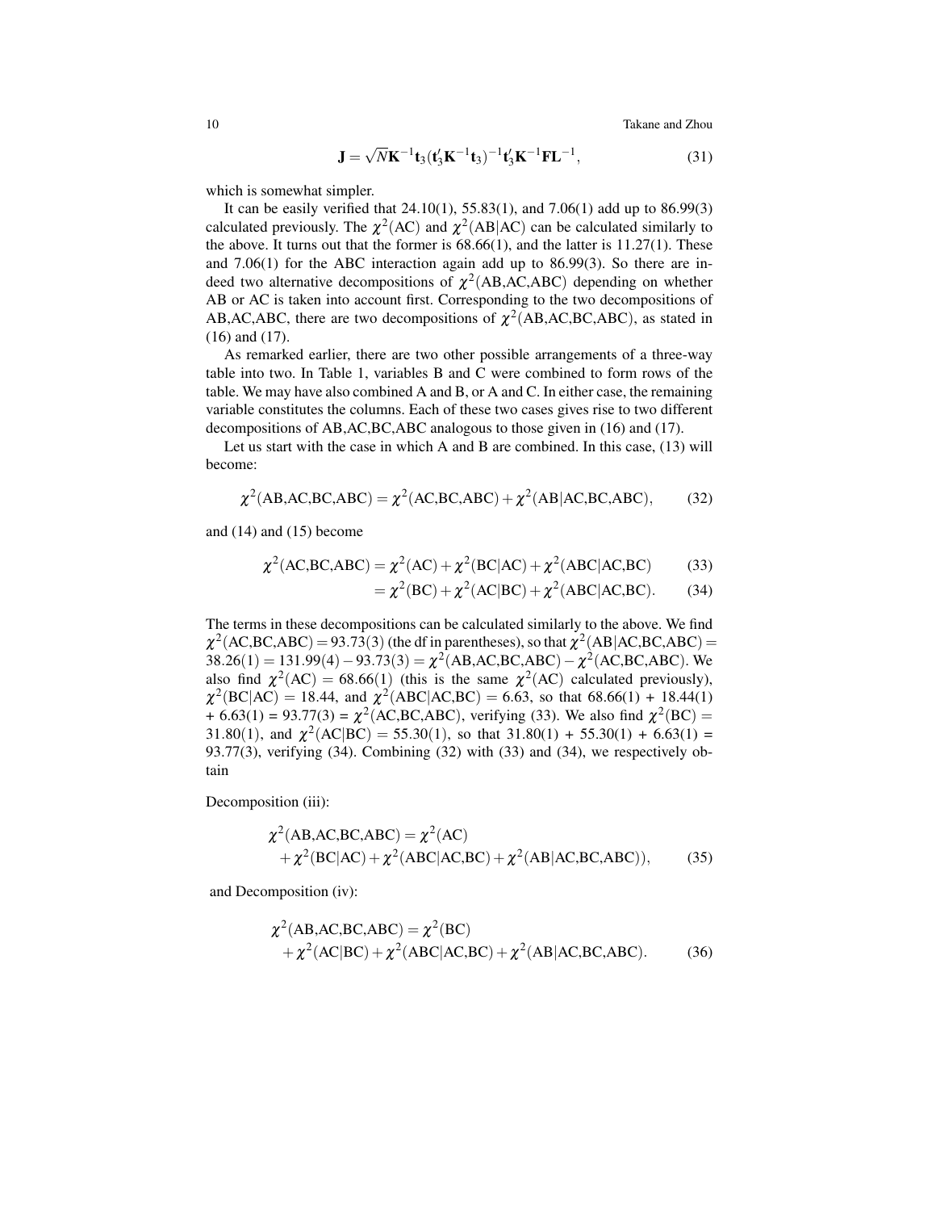$$\mathbf{J} = \sqrt{N}\mathbf{K}^{-1}\mathbf{t}_3(\mathbf{t}_3'\mathbf{K}^{-1}\mathbf{t}_3)^{-1}\mathbf{t}_3'\mathbf{K}^{-1}\mathbf{F}\mathbf{L}^{-1}, \tag{31}$$

which is somewhat simpler.

It can be easily verified that 24.10(1), 55.83(1), and 7.06(1) add up to 86.99(3) calculated previously. The $\chi^2$(AC) and $\chi^2$(AB|AC) can be calculated similarly to the above. It turns out that the former is 68.66(1), and the latter is 11.27(1). These and 7.06(1) for the ABC interaction again add up to 86.99(3). So there are indeed two alternative decompositions of $\chi^2$(AB,AC,ABC) depending on whether AB or AC is taken into account first. Corresponding to the two decompositions of AB,AC,ABC, there are two decompositions of $\chi^2$(AB,AC,BC,ABC), as stated in (16) and (17).

As remarked earlier, there are two other possible arrangements of a three-way table into two. In Table 1, variables B and C were combined to form rows of the table. We may have also combined A and B, or A and C. In either case, the remaining variable constitutes the columns. Each of these two cases gives rise to two different decompositions of AB,AC,BC,ABC analogous to those given in (16) and (17).

Let us start with the case in which A and B are combined. In this case, (13) will become:

$$\chi^2(\text{AB,AC,BC,ABC}) = \chi^2(\text{AC,BC,ABC}) + \chi^2(\text{AB}|\text{AC,BC,ABC}), \tag{32}$$

and (14) and (15) become

$$\chi^2(\text{AC,BC,ABC}) = \chi^2(\text{AC}) + \chi^2(\text{BC}|\text{AC}) + \chi^2(\text{ABC}|\text{AC,BC}) \tag{33}$$

$$= \chi^2(\text{BC}) + \chi^2(\text{AC}|\text{BC}) + \chi^2(\text{ABC}|\text{AC,BC}). \tag{34}$$

The terms in these decompositions can be calculated similarly to the above. We find $\chi^2$(AC,BC,ABC) $= 93.73(3)$ (the df in parentheses), so that $\chi^2$(AB|AC,BC,ABC) $= 38.26(1) = 131.99(4) - 93.73(3) = \chi^2$(AB,AC,BC,ABC) $- \chi^2$(AC,BC,ABC). We also find $\chi^2$(AC) $= 68.66(1)$ (this is the same $\chi^2$(AC) calculated previously), $\chi^2$(BC|AC) $= 18.44$, and $\chi^2$(ABC|AC,BC) $= 6.63$, so that 68.66(1) + 18.44(1) + 6.63(1) = 93.77(3) = $\chi^2$(AC,BC,ABC), verifying (33). We also find $\chi^2$(BC) $= 31.80(1)$, and $\chi^2$(AC|BC) $= 55.30(1)$, so that 31.80(1) + 55.30(1) + 6.63(1) = 93.77(3), verifying (34). Combining (32) with (33) and (34), we respectively obtain

Decomposition (iii):

$$\chi^2(\text{AB,AC,BC,ABC}) = \chi^2(\text{AC}) + \chi^2(\text{BC}|\text{AC}) + \chi^2(\text{ABC}|\text{AC,BC}) + \chi^2(\text{AB}|\text{AC,BC,ABC})), \tag{35}$$

and Decomposition (iv):

$$\chi^2(\text{AB,AC,BC,ABC}) = \chi^2(\text{BC}) + \chi^2(\text{AC}|\text{BC}) + \chi^2(\text{ABC}|\text{AC,BC}) + \chi^2(\text{AB}|\text{AC,BC,ABC}). \tag{36}$$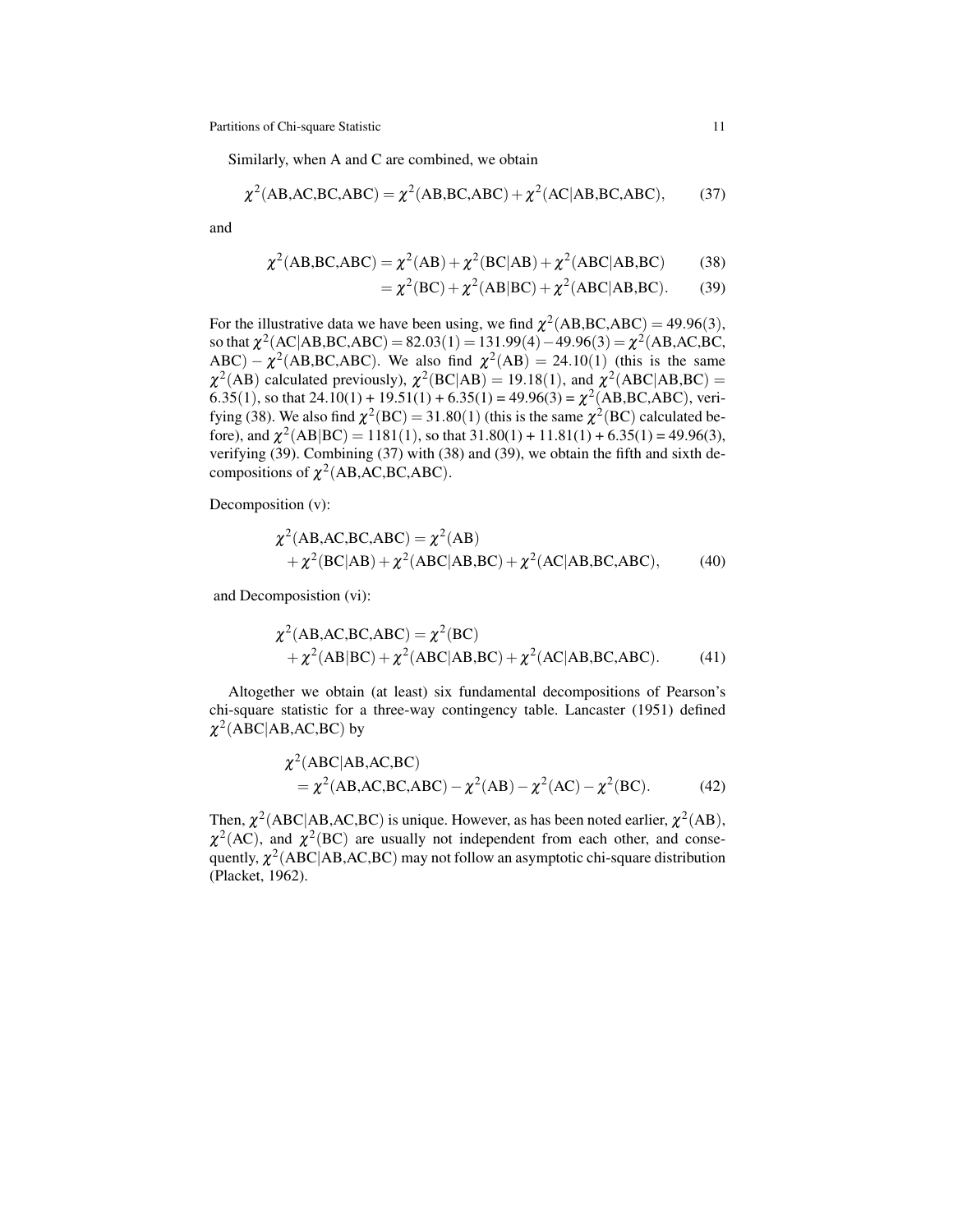Similarly, when A and C are combined, we obtain

$$\chi^2(\text{AB,AC,BC,ABC}) = \chi^2(\text{AB,BC,ABC}) + \chi^2(\text{AC}|\text{AB,BC,ABC}), \tag{37}$$

and

$$\chi^2(\text{AB,BC,ABC}) = \chi^2(\text{AB}) + \chi^2(\text{BC}|\text{AB}) + \chi^2(\text{ABC}|\text{AB,BC}) \tag{38}$$

$$= \chi^2(\text{BC}) + \chi^2(\text{AB}|\text{BC}) + \chi^2(\text{ABC}|\text{AB,BC}). \tag{39}$$

For the illustrative data we have been using, we find $\chi^2(\text{AB,BC,ABC}) = 49.96(3)$, so that $\chi^2(\text{AC}|\text{AB,BC,ABC}) = 82.03(1) = 131.99(4) - 49.96(3) = \chi^2(\text{AB,AC,BC,ABC}) - \chi^2(\text{AB,BC,ABC})$. We also find $\chi^2(\text{AB}) = 24.10(1)$ (this is the same $\chi^2(\text{AB})$ calculated previously), $\chi^2(\text{BC}|\text{AB}) = 19.18(1)$, and $\chi^2(\text{ABC}|\text{AB,BC}) = 6.35(1)$, so that 24.10(1) + 19.51(1) + 6.35(1) = 49.96(3) = $\chi^2(\text{AB,BC,ABC})$, verifying (38). We also find $\chi^2(\text{BC}) = 31.80(1)$ (this is the same $\chi^2(\text{BC})$ calculated before), and $\chi^2(\text{AB}|\text{BC}) = 1181(1)$, so that 31.80(1) + 11.81(1) + 6.35(1) = 49.96(3), verifying (39). Combining (37) with (38) and (39), we obtain the fifth and sixth decompositions of $\chi^2(\text{AB,AC,BC,ABC})$.

Decomposition (v):

$$\chi^2(\text{AB,AC,BC,ABC}) = \chi^2(\text{AB}) + \chi^2(\text{BC}|\text{AB}) + \chi^2(\text{ABC}|\text{AB,BC}) + \chi^2(\text{AC}|\text{AB,BC,ABC}), \tag{40}$$

and Decomposistion (vi):

$$\chi^2(\text{AB,AC,BC,ABC}) = \chi^2(\text{BC}) + \chi^2(\text{AB}|\text{BC}) + \chi^2(\text{ABC}|\text{AB,BC}) + \chi^2(\text{AC}|\text{AB,BC,ABC}). \tag{41}$$

Altogether we obtain (at least) six fundamental decompositions of Pearson's chi-square statistic for a three-way contingency table. Lancaster (1951) defined $\chi^2(\text{ABC}|\text{AB,AC,BC})$ by

$$\chi^2(\text{ABC}|\text{AB,AC,BC}) = \chi^2(\text{AB,AC,BC,ABC}) - \chi^2(\text{AB}) - \chi^2(\text{AC}) - \chi^2(\text{BC}). \tag{42}$$

Then, $\chi^2(\text{ABC}|\text{AB,AC,BC})$ is unique. However, as has been noted earlier, $\chi^2(\text{AB})$, $\chi^2(\text{AC})$, and $\chi^2(\text{BC})$ are usually not independent from each other, and consequently, $\chi^2(\text{ABC}|\text{AB,AC,BC})$ may not follow an asymptotic chi-square distribution (Placket, 1962).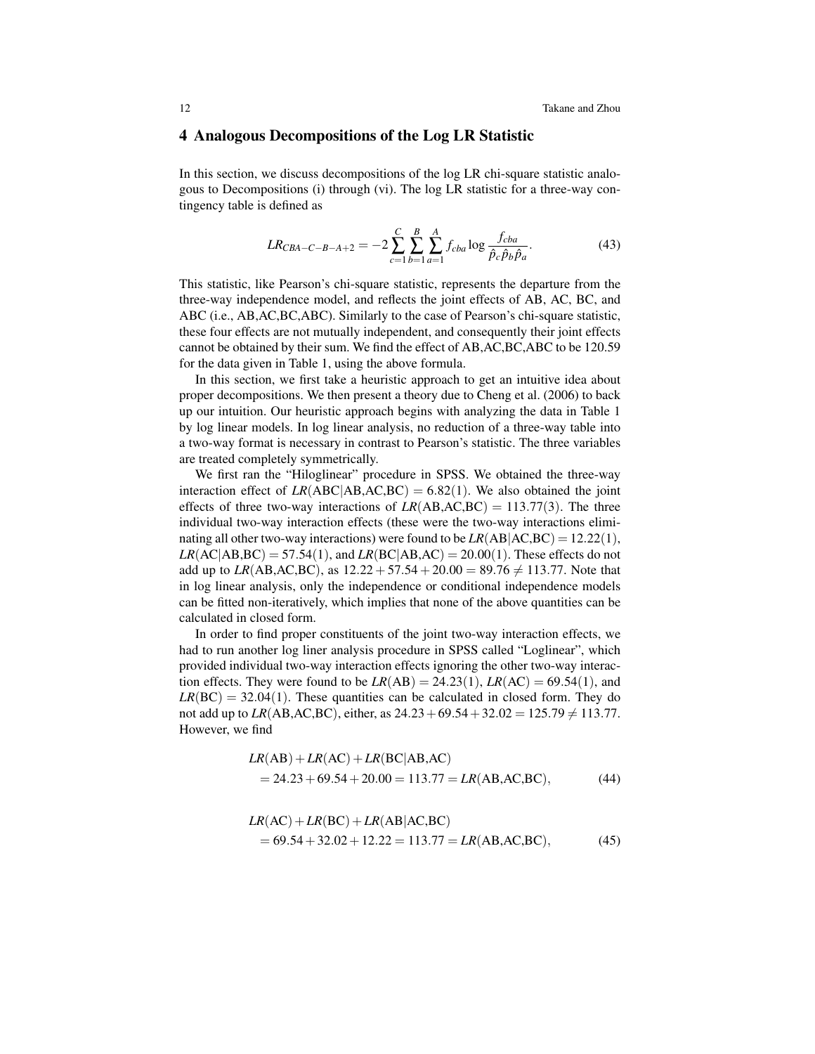## 4 Analogous Decompositions of the Log LR Statistic

In this section, we discuss decompositions of the log LR chi-square statistic analogous to Decompositions (i) through (vi). The log LR statistic for a three-way contingency table is defined as

$$LR_{CBA-C-B-A+2} = -2\sum_{c=1}^{C}\sum_{b=1}^{B}\sum_{a=1}^{A} f_{cba}\log\frac{f_{cba}}{\hat{p}_c\hat{p}_b\hat{p}_a}. \tag{43}$$

This statistic, like Pearson's chi-square statistic, represents the departure from the three-way independence model, and reflects the joint effects of AB, AC, BC, and ABC (i.e., AB,AC,BC,ABC). Similarly to the case of Pearson's chi-square statistic, these four effects are not mutually independent, and consequently their joint effects cannot be obtained by their sum. We find the effect of AB,AC,BC,ABC to be 120.59 for the data given in Table 1, using the above formula.

In this section, we first take a heuristic approach to get an intuitive idea about proper decompositions. We then present a theory due to Cheng et al. (2006) to back up our intuition. Our heuristic approach begins with analyzing the data in Table 1 by log linear models. In log linear analysis, no reduction of a three-way table into a two-way format is necessary in contrast to Pearson's statistic. The three variables are treated completely symmetrically.

We first ran the "Hiloglinear" procedure in SPSS. We obtained the three-way interaction effect of $LR(\text{ABC}|\text{AB,AC,BC}) = 6.82(1)$. We also obtained the joint effects of three two-way interactions of $LR(\text{AB,AC,BC}) = 113.77(3)$. The three individual two-way interaction effects (these were the two-way interactions eliminating all other two-way interactions) were found to be $LR(\text{AB}|\text{AC,BC}) = 12.22(1)$, $LR(\text{AC}|\text{AB,BC}) = 57.54(1)$, and $LR(\text{BC}|\text{AB,AC}) = 20.00(1)$. These effects do not add up to $LR(\text{AB,AC,BC})$, as $12.22 + 57.54 + 20.00 = 89.76 \neq 113.77$. Note that in log linear analysis, only the independence or conditional independence models can be fitted non-iteratively, which implies that none of the above quantities can be calculated in closed form.

In order to find proper constituents of the joint two-way interaction effects, we had to run another log liner analysis procedure in SPSS called "Loglinear", which provided individual two-way interaction effects ignoring the other two-way interaction effects. They were found to be $LR(\text{AB}) = 24.23(1)$, $LR(\text{AC}) = 69.54(1)$, and $LR(\text{BC}) = 32.04(1)$. These quantities can be calculated in closed form. They do not add up to $LR(\text{AB,AC,BC})$, either, as $24.23 + 69.54 + 32.02 = 125.79 \neq 113.77$. However, we find

$$\begin{aligned}&LR(\text{AB}) + LR(\text{AC}) + LR(\text{BC}|\text{AB,AC})\\&\quad = 24.23 + 69.54 + 20.00 = 113.77 = LR(\text{AB,AC,BC}),\end{aligned} \tag{44}$$

$$\begin{aligned}&LR(\text{AC}) + LR(\text{BC}) + LR(\text{AB}|\text{AC,BC})\\&\quad = 69.54 + 32.02 + 12.22 = 113.77 = LR(\text{AB,AC,BC}),\end{aligned} \tag{45}$$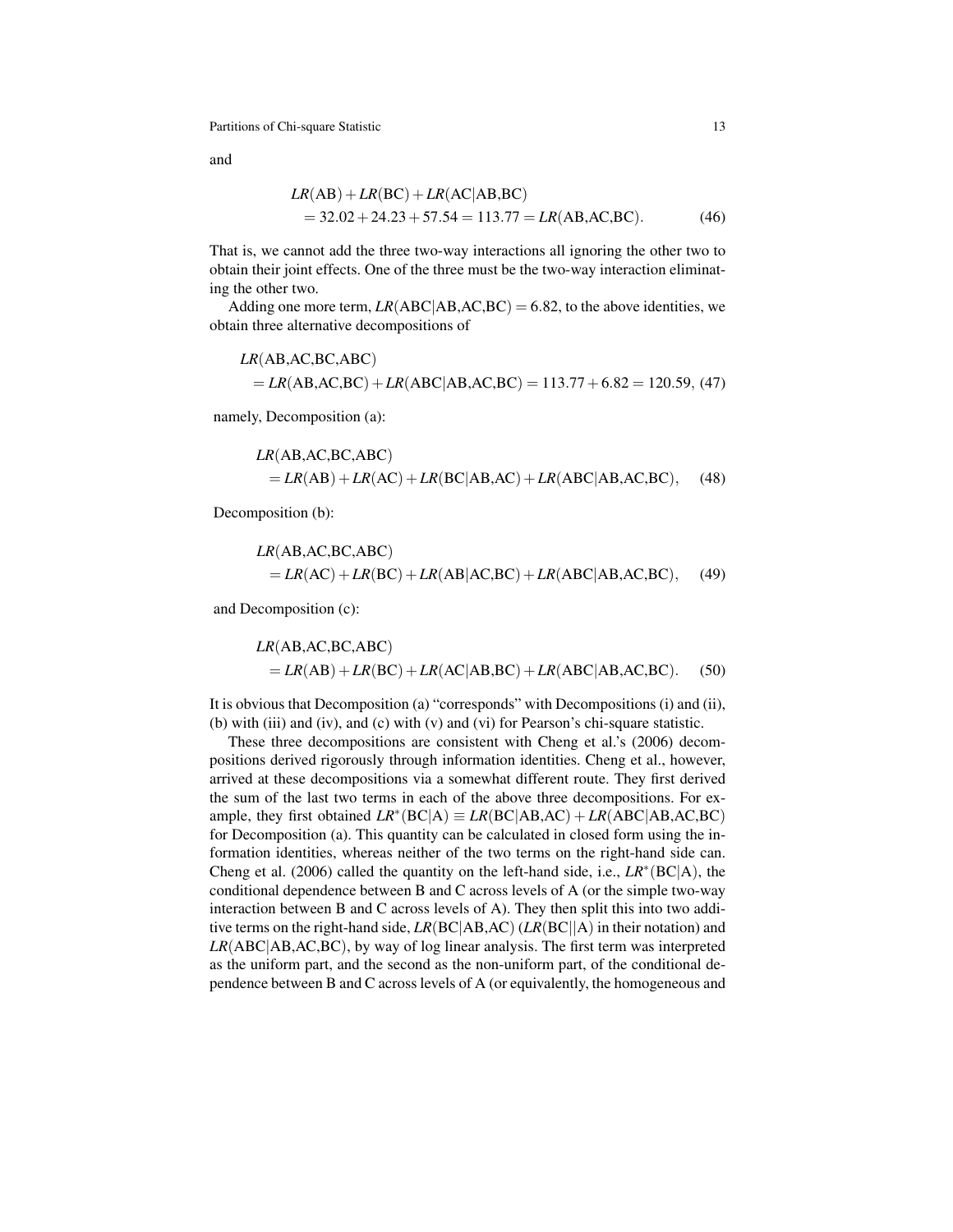and

$$
\begin{aligned}
&LR(\text{AB}) + LR(\text{BC}) + LR(\text{AC}|\text{AB,BC}) \\
&\quad = 32.02 + 24.23 + 57.54 = 113.77 = LR(\text{AB,AC,BC}). \qquad (46)
\end{aligned}
$$

That is, we cannot add the three two-way interactions all ignoring the other two to obtain their joint effects. One of the three must be the two-way interaction eliminating the other two.

Adding one more term, $LR(\text{ABC}|\text{AB,AC,BC}) = 6.82$, to the above identities, we obtain three alternative decompositions of

$$
\begin{aligned}
&LR(\text{AB,AC,BC,ABC}) \\
&\quad = LR(\text{AB,AC,BC}) + LR(\text{ABC}|\text{AB,AC,BC}) = 113.77 + 6.82 = 120.59, \quad (47)
\end{aligned}
$$

namely, Decomposition (a):

$$
\begin{aligned}
&LR(\text{AB,AC,BC,ABC}) \\
&\quad = LR(\text{AB}) + LR(\text{AC}) + LR(\text{BC}|\text{AB,AC}) + LR(\text{ABC}|\text{AB,AC,BC}), \qquad (48)
\end{aligned}
$$

Decomposition (b):

$$
\begin{aligned}
&LR(\text{AB,AC,BC,ABC}) \\
&\quad = LR(\text{AC}) + LR(\text{BC}) + LR(\text{AB}|\text{AC,BC}) + LR(\text{ABC}|\text{AB,AC,BC}), \qquad (49)
\end{aligned}
$$

and Decomposition (c):

$$
\begin{aligned}
&LR(\text{AB,AC,BC,ABC}) \\
&\quad = LR(\text{AB}) + LR(\text{BC}) + LR(\text{AC}|\text{AB,BC}) + LR(\text{ABC}|\text{AB,AC,BC}). \qquad (50)
\end{aligned}
$$

It is obvious that Decomposition (a) "corresponds" with Decompositions (i) and (ii), (b) with (iii) and (iv), and (c) with (v) and (vi) for Pearson's chi-square statistic.

These three decompositions are consistent with Cheng et al.'s (2006) decompositions derived rigorously through information identities. Cheng et al., however, arrived at these decompositions via a somewhat different route. They first derived the sum of the last two terms in each of the above three decompositions. For example, they first obtained $LR^*(\text{BC}|\text{A}) \equiv LR(\text{BC}|\text{AB,AC}) + LR(\text{ABC}|\text{AB,AC,BC})$ for Decomposition (a). This quantity can be calculated in closed form using the information identities, whereas neither of the two terms on the right-hand side can. Cheng et al. (2006) called the quantity on the left-hand side, i.e., $LR^*(\text{BC}|\text{A})$, the conditional dependence between B and C across levels of A (or the simple two-way interaction between B and C across levels of A). They then split this into two additive terms on the right-hand side, $LR(\text{BC}|\text{AB,AC})$ ($LR(\text{BC}||\text{A})$ in their notation) and $LR(\text{ABC}|\text{AB,AC,BC})$, by way of log linear analysis. The first term was interpreted as the uniform part, and the second as the non-uniform part, of the conditional dependence between B and C across levels of A (or equivalently, the homogeneous and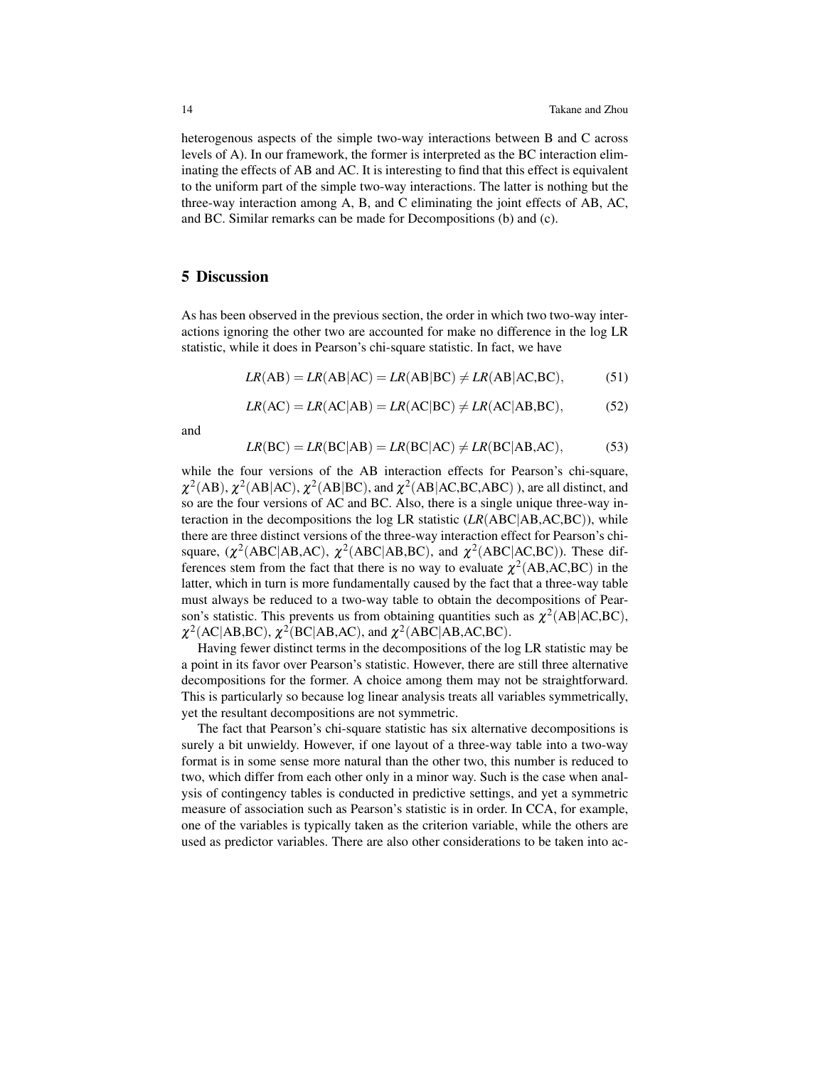heterogenous aspects of the simple two-way interactions between B and C across levels of A). In our framework, the former is interpreted as the BC interaction eliminating the effects of AB and AC. It is interesting to find that this effect is equivalent to the uniform part of the simple two-way interactions. The latter is nothing but the three-way interaction among A, B, and C eliminating the joint effects of AB, AC, and BC. Similar remarks can be made for Decompositions (b) and (c).

## 5 Discussion

As has been observed in the previous section, the order in which two two-way interactions ignoring the other two are accounted for make no difference in the log LR statistic, while it does in Pearson's chi-square statistic. In fact, we have

$$LR(\text{AB}) = LR(\text{AB}|\text{AC}) = LR(\text{AB}|\text{BC}) \neq LR(\text{AB}|\text{AC,BC}), \tag{51}$$

$$LR(\text{AC}) = LR(\text{AC}|\text{AB}) = LR(\text{AC}|\text{BC}) \neq LR(\text{AC}|\text{AB,BC}), \tag{52}$$

and

$$LR(\text{BC}) = LR(\text{BC}|\text{AB}) = LR(\text{BC}|\text{AC}) \neq LR(\text{BC}|\text{AB,AC}), \tag{53}$$

while the four versions of the AB interaction effects for Pearson's chi-square, $\chi^2(\text{AB})$, $\chi^2(\text{AB}|\text{AC})$, $\chi^2(\text{AB}|\text{BC})$, and $\chi^2(\text{AB}|\text{AC,BC,ABC})$ ), are all distinct, and so are the four versions of AC and BC. Also, there is a single unique three-way interaction in the decompositions the log LR statistic ($LR(\text{ABC}|\text{AB,AC,BC})$), while there are three distinct versions of the three-way interaction effect for Pearson's chi-square, ($\chi^2(\text{ABC}|\text{AB,AC})$, $\chi^2(\text{ABC}|\text{AB,BC})$, and $\chi^2(\text{ABC}|\text{AC,BC})$). These differences stem from the fact that there is no way to evaluate $\chi^2(\text{AB,AC,BC})$ in the latter, which in turn is more fundamentally caused by the fact that a three-way table must always be reduced to a two-way table to obtain the decompositions of Pearson's statistic. This prevents us from obtaining quantities such as $\chi^2(\text{AB}|\text{AC,BC})$, $\chi^2(\text{AC}|\text{AB,BC})$, $\chi^2(\text{BC}|\text{AB,AC})$, and $\chi^2(\text{ABC}|\text{AB,AC,BC})$.

Having fewer distinct terms in the decompositions of the log LR statistic may be a point in its favor over Pearson's statistic. However, there are still three alternative decompositions for the former. A choice among them may not be straightforward. This is particularly so because log linear analysis treats all variables symmetrically, yet the resultant decompositions are not symmetric.

The fact that Pearson's chi-square statistic has six alternative decompositions is surely a bit unwieldy. However, if one layout of a three-way table into a two-way format is in some sense more natural than the other two, this number is reduced to two, which differ from each other only in a minor way. Such is the case when analysis of contingency tables is conducted in predictive settings, and yet a symmetric measure of association such as Pearson's statistic is in order. In CCA, for example, one of the variables is typically taken as the criterion variable, while the others are used as predictor variables. There are also other considerations to be taken into ac-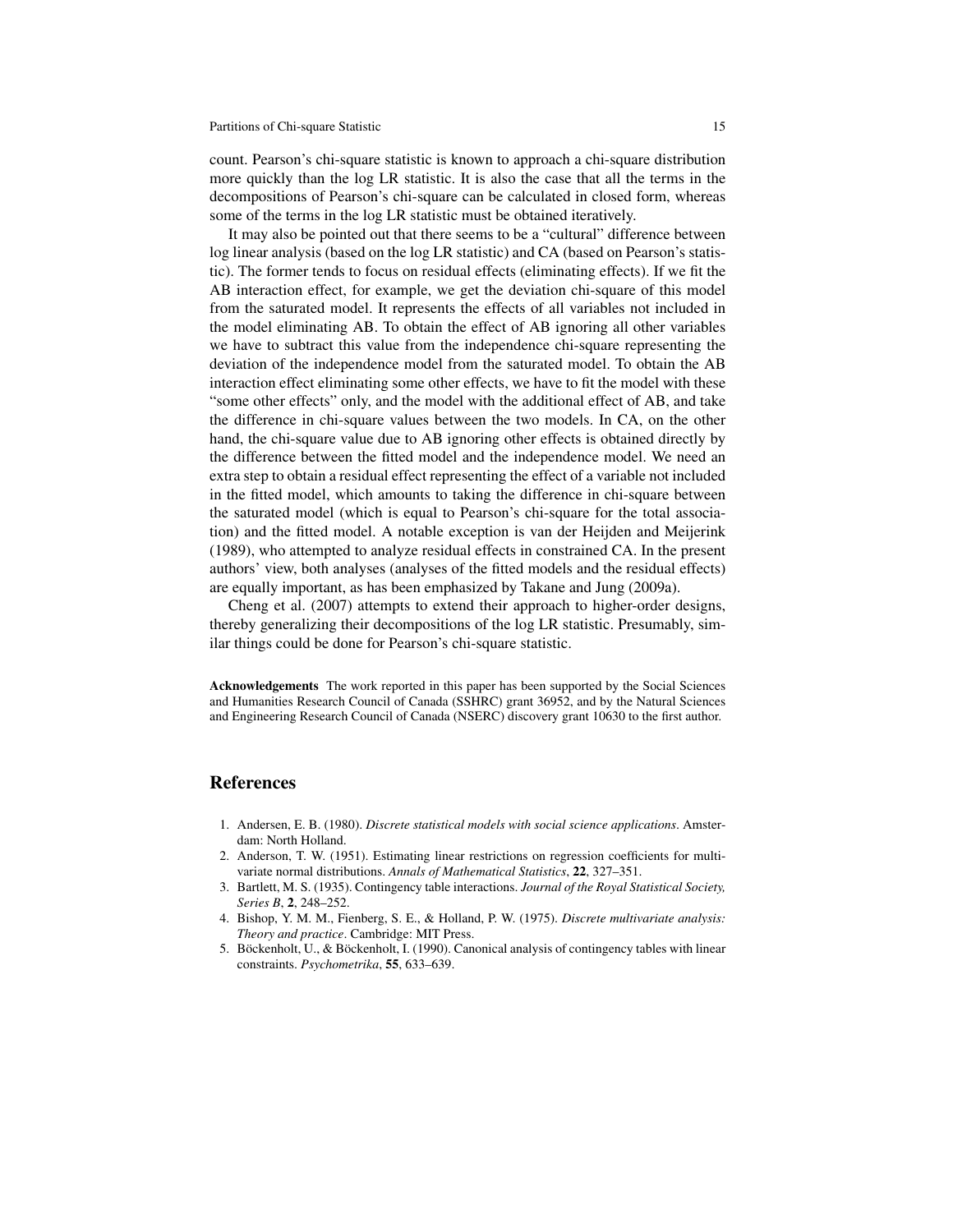count. Pearson's chi-square statistic is known to approach a chi-square distribution more quickly than the log LR statistic. It is also the case that all the terms in the decompositions of Pearson's chi-square can be calculated in closed form, whereas some of the terms in the log LR statistic must be obtained iteratively.

It may also be pointed out that there seems to be a "cultural" difference between log linear analysis (based on the log LR statistic) and CA (based on Pearson's statistic). The former tends to focus on residual effects (eliminating effects). If we fit the AB interaction effect, for example, we get the deviation chi-square of this model from the saturated model. It represents the effects of all variables not included in the model eliminating AB. To obtain the effect of AB ignoring all other variables we have to subtract this value from the independence chi-square representing the deviation of the independence model from the saturated model. To obtain the AB interaction effect eliminating some other effects, we have to fit the model with these "some other effects" only, and the model with the additional effect of AB, and take the difference in chi-square values between the two models. In CA, on the other hand, the chi-square value due to AB ignoring other effects is obtained directly by the difference between the fitted model and the independence model. We need an extra step to obtain a residual effect representing the effect of a variable not included in the fitted model, which amounts to taking the difference in chi-square between the saturated model (which is equal to Pearson's chi-square for the total association) and the fitted model. A notable exception is van der Heijden and Meijerink (1989), who attempted to analyze residual effects in constrained CA. In the present authors' view, both analyses (analyses of the fitted models and the residual effects) are equally important, as has been emphasized by Takane and Jung (2009a).

Cheng et al. (2007) attempts to extend their approach to higher-order designs, thereby generalizing their decompositions of the log LR statistic. Presumably, similar things could be done for Pearson's chi-square statistic.

**Acknowledgements** The work reported in this paper has been supported by the Social Sciences and Humanities Research Council of Canada (SSHRC) grant 36952, and by the Natural Sciences and Engineering Research Council of Canada (NSERC) discovery grant 10630 to the first author.

## References

1. Andersen, E. B. (1980). *Discrete statistical models with social science applications*. Amsterdam: North Holland.
2. Anderson, T. W. (1951). Estimating linear restrictions on regression coefficients for multivariate normal distributions. *Annals of Mathematical Statistics*, **22**, 327–351.
3. Bartlett, M. S. (1935). Contingency table interactions. *Journal of the Royal Statistical Society, Series B*, **2**, 248–252.
4. Bishop, Y. M. M., Fienberg, S. E., & Holland, P. W. (1975). *Discrete multivariate analysis: Theory and practice*. Cambridge: MIT Press.
5. Böckenholt, U., & Böckenholt, I. (1990). Canonical analysis of contingency tables with linear constraints. *Psychometrika*, **55**, 633–639.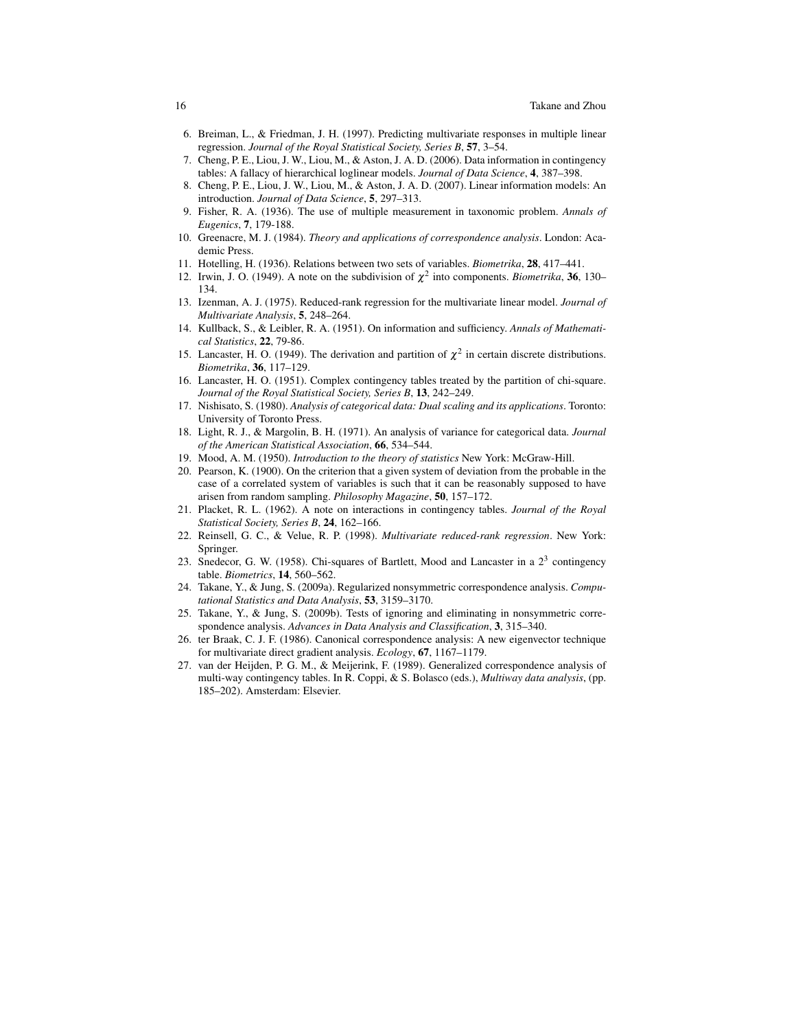6. Breiman, L., & Friedman, J. H. (1997). Predicting multivariate responses in multiple linear regression. *Journal of the Royal Statistical Society, Series B*, **57**, 3–54.
7. Cheng, P. E., Liou, J. W., Liou, M., & Aston, J. A. D. (2006). Data information in contingency tables: A fallacy of hierarchical loglinear models. *Journal of Data Science*, **4**, 387–398.
8. Cheng, P. E., Liou, J. W., Liou, M., & Aston, J. A. D. (2007). Linear information models: An introduction. *Journal of Data Science*, **5**, 297–313.
9. Fisher, R. A. (1936). The use of multiple measurement in taxonomic problem. *Annals of Eugenics*, **7**, 179-188.
10. Greenacre, M. J. (1984). *Theory and applications of correspondence analysis*. London: Academic Press.
11. Hotelling, H. (1936). Relations between two sets of variables. *Biometrika*, **28**, 417–441.
12. Irwin, J. O. (1949). A note on the subdivision of $\chi^2$ into components. *Biometrika*, **36**, 130–134.
13. Izenman, A. J. (1975). Reduced-rank regression for the multivariate linear model. *Journal of Multivariate Analysis*, **5**, 248–264.
14. Kullback, S., & Leibler, R. A. (1951). On information and sufficiency. *Annals of Mathematical Statistics*, **22**, 79-86.
15. Lancaster, H. O. (1949). The derivation and partition of $\chi^2$ in certain discrete distributions. *Biometrika*, **36**, 117–129.
16. Lancaster, H. O. (1951). Complex contingency tables treated by the partition of chi-square. *Journal of the Royal Statistical Society, Series B*, **13**, 242–249.
17. Nishisato, S. (1980). *Analysis of categorical data: Dual scaling and its applications*. Toronto: University of Toronto Press.
18. Light, R. J., & Margolin, B. H. (1971). An analysis of variance for categorical data. *Journal of the American Statistical Association*, **66**, 534–544.
19. Mood, A. M. (1950). *Introduction to the theory of statistics* New York: McGraw-Hill.
20. Pearson, K. (1900). On the criterion that a given system of deviation from the probable in the case of a correlated system of variables is such that it can be reasonably supposed to have arisen from random sampling. *Philosophy Magazine*, **50**, 157–172.
21. Placket, R. L. (1962). A note on interactions in contingency tables. *Journal of the Royal Statistical Society, Series B*, **24**, 162–166.
22. Reinsell, G. C., & Velue, R. P. (1998). *Multivariate reduced-rank regression*. New York: Springer.
23. Snedecor, G. W. (1958). Chi-squares of Bartlett, Mood and Lancaster in a $2^3$ contingency table. *Biometrics*, **14**, 560–562.
24. Takane, Y., & Jung, S. (2009a). Regularized nonsymmetric correspondence analysis. *Computational Statistics and Data Analysis*, **53**, 3159–3170.
25. Takane, Y., & Jung, S. (2009b). Tests of ignoring and eliminating in nonsymmetric correspondence analysis. *Advances in Data Analysis and Classification*, **3**, 315–340.
26. ter Braak, C. J. F. (1986). Canonical correspondence analysis: A new eigenvector technique for multivariate direct gradient analysis. *Ecology*, **67**, 1167–1179.
27. van der Heijden, P. G. M., & Meijerink, F. (1989). Generalized correspondence analysis of multi-way contingency tables. In R. Coppi, & S. Bolasco (eds.), *Multiway data analysis*, (pp. 185–202). Amsterdam: Elsevier.